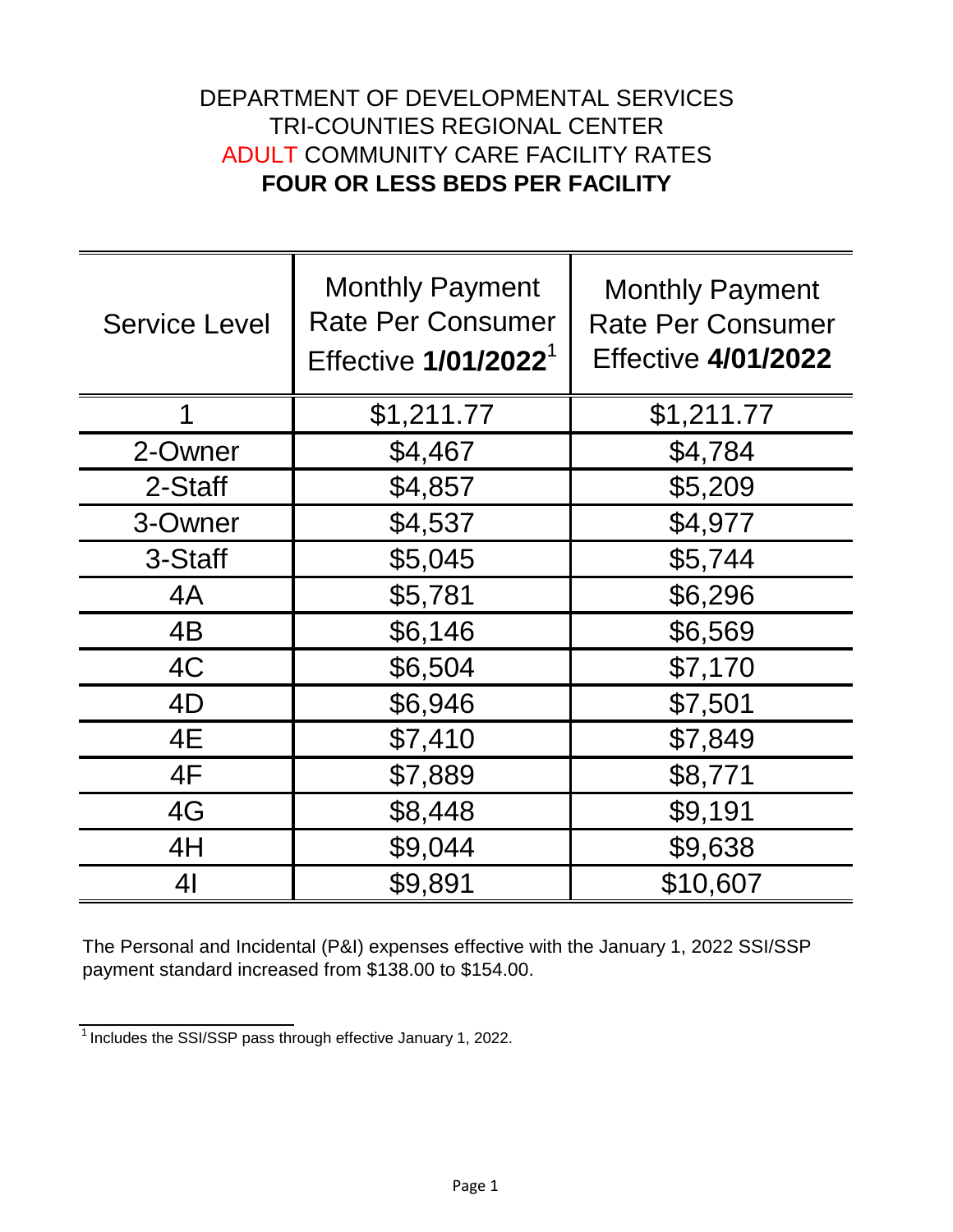# DEPARTMENT OF DEVELOPMENTAL SERVICES
# TRI-COUNTIES REGIONAL CENTER
# ADULT COMMUNITY CARE FACILITY RATES
# **FOUR OR LESS BEDS PER FACILITY**

| Service Level | Monthly Payment Rate Per Consumer Effective **1/01/2022**[1] | Monthly Payment Rate Per Consumer Effective **4/01/2022** |
|---|---|---|
| 1 | $1,211.77 | $1,211.77 |
| 2-Owner | $4,467 | $4,784 |
| 2-Staff | $4,857 | $5,209 |
| 3-Owner | $4,537 | $4,977 |
| 3-Staff | $5,045 | $5,744 |
| 4A | $5,781 | $6,296 |
| 4B | $6,146 | $6,569 |
| 4C | $6,504 | $7,170 |
| 4D | $6,946 | $7,501 |
| 4E | $7,410 | $7,849 |
| 4F | $7,889 | $8,771 |
| 4G | $8,448 | $9,191 |
| 4H | $9,044 | $9,638 |
| 4I | $9,891 | $10,607 |

The Personal and Incidental (P&I) expenses effective with the January 1, 2022 SSI/SSP payment standard increased from $138.00 to $154.00.

[1] Includes the SSI/SSP pass through effective January 1, 2022.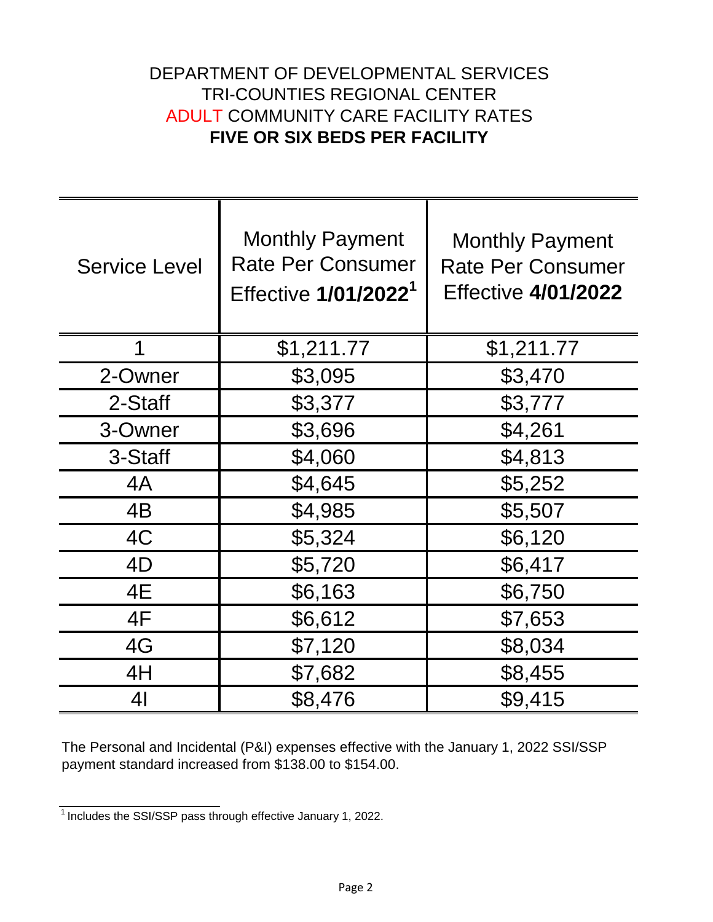# DEPARTMENT OF DEVELOPMENTAL SERVICES
## TRI-COUNTIES REGIONAL CENTER
## ADULT COMMUNITY CARE FACILITY RATES
## **FIVE OR SIX BEDS PER FACILITY**

| Service Level | Monthly Payment Rate Per Consumer Effective **1/01/2022**[1] | Monthly Payment Rate Per Consumer Effective **4/01/2022** |
|---|---|---|
| 1 | $1,211.77 | $1,211.77 |
| 2-Owner | $3,095 | $3,470 |
| 2-Staff | $3,377 | $3,777 |
| 3-Owner | $3,696 | $4,261 |
| 3-Staff | $4,060 | $4,813 |
| 4A | $4,645 | $5,252 |
| 4B | $4,985 | $5,507 |
| 4C | $5,324 | $6,120 |
| 4D | $5,720 | $6,417 |
| 4E | $6,163 | $6,750 |
| 4F | $6,612 | $7,653 |
| 4G | $7,120 | $8,034 |
| 4H | $7,682 | $8,455 |
| 4I | $8,476 | $9,415 |

The Personal and Incidental (P&I) expenses effective with the January 1, 2022 SSI/SSP payment standard increased from $138.00 to $154.00.

[1] Includes the SSI/SSP pass through effective January 1, 2022.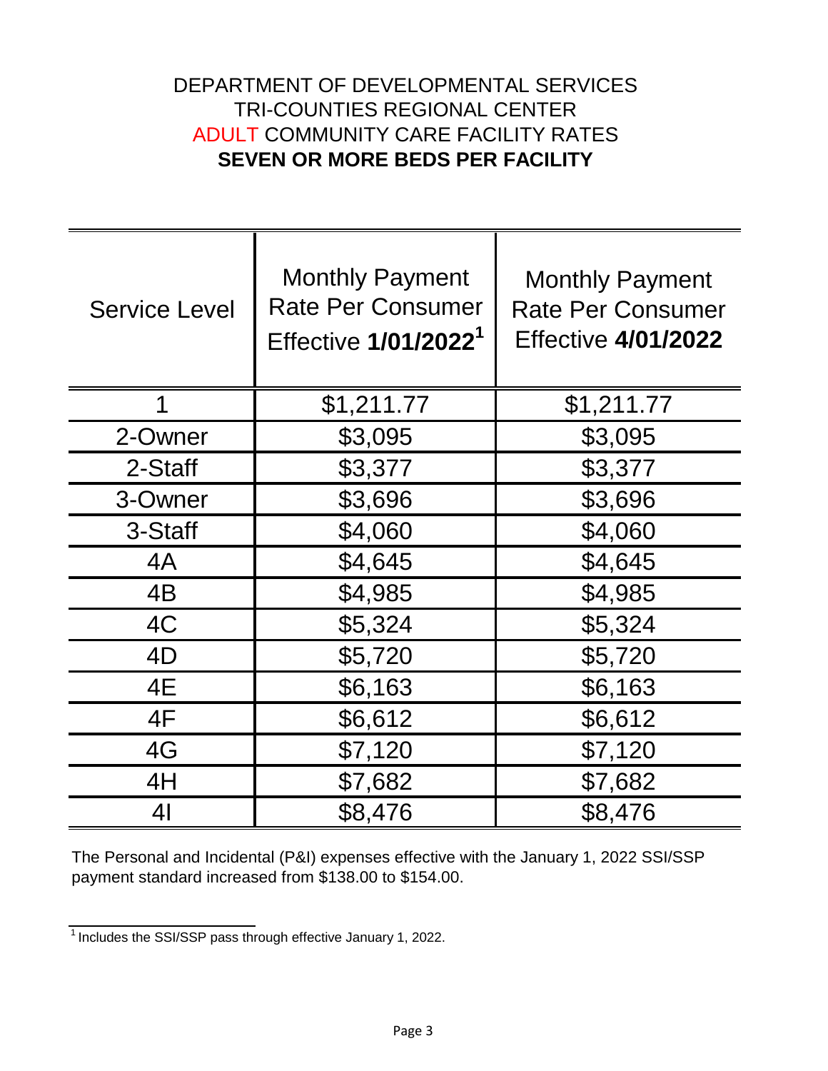DEPARTMENT OF DEVELOPMENTAL SERVICES
TRI-COUNTIES REGIONAL CENTER
ADULT COMMUNITY CARE FACILITY RATES
**SEVEN OR MORE BEDS PER FACILITY**

| Service Level | Monthly Payment Rate Per Consumer Effective **1/01/2022**[1] | Monthly Payment Rate Per Consumer Effective **4/01/2022** |
|---|---|---|
| 1 | $1,211.77 | $1,211.77 |
| 2-Owner | $3,095 | $3,095 |
| 2-Staff | $3,377 | $3,377 |
| 3-Owner | $3,696 | $3,696 |
| 3-Staff | $4,060 | $4,060 |
| 4A | $4,645 | $4,645 |
| 4B | $4,985 | $4,985 |
| 4C | $5,324 | $5,324 |
| 4D | $5,720 | $5,720 |
| 4E | $6,163 | $6,163 |
| 4F | $6,612 | $6,612 |
| 4G | $7,120 | $7,120 |
| 4H | $7,682 | $7,682 |
| 4I | $8,476 | $8,476 |

The Personal and Incidental (P&I) expenses effective with the January 1, 2022 SSI/SSP payment standard increased from $138.00 to $154.00.

[1] Includes the SSI/SSP pass through effective January 1, 2022.